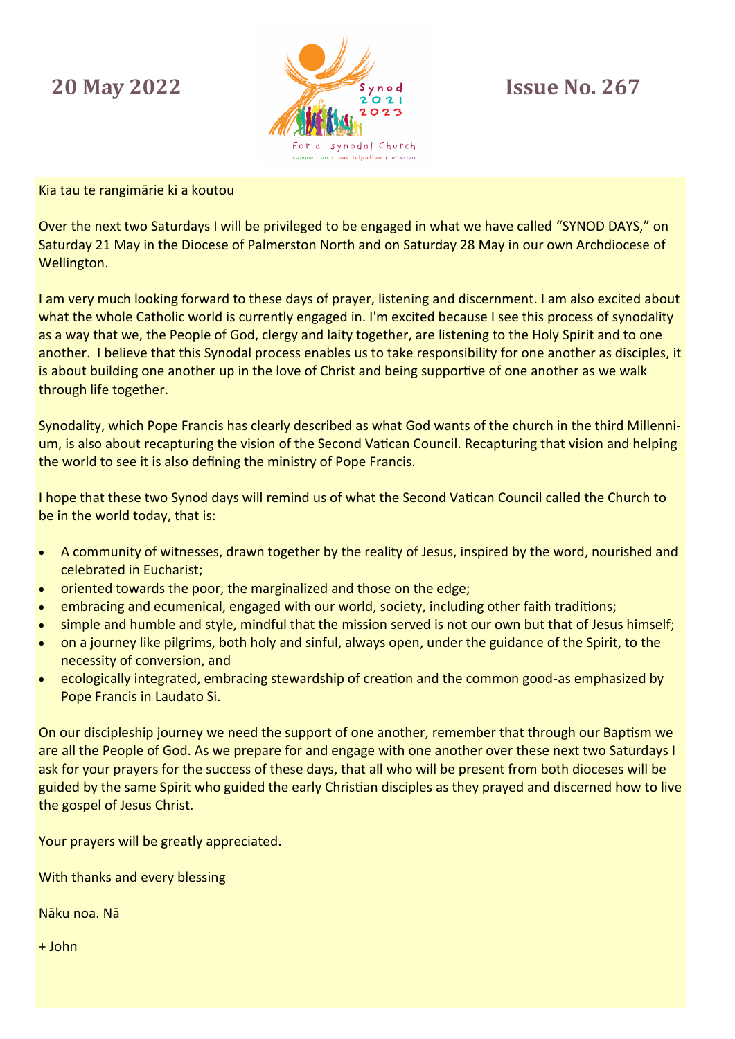**20 May 2022** **Issue No. 267**

Kia tau te rangimārie ki a koutou

Over the next two Saturdays I will be privileged to be engaged in what we have called "SYNOD DAYS," on Saturday 21 May in the Diocese of Palmerston North and on Saturday 28 May in our own Archdiocese of Wellington.

I am very much looking forward to these days of prayer, listening and discernment. I am also excited about what the whole Catholic world is currently engaged in. I'm excited because I see this process of synodality as a way that we, the People of God, clergy and laity together, are listening to the Holy Spirit and to one another. I believe that this Synodal process enables us to take responsibility for one another as disciples, it is about building one another up in the love of Christ and being supportive of one another as we walk through life together.

Synodality, which Pope Francis has clearly described as what God wants of the church in the third Millennium, is also about recapturing the vision of the Second Vatican Council. Recapturing that vision and helping the world to see it is also defining the ministry of Pope Francis.

I hope that these two Synod days will remind us of what the Second Vatican Council called the Church to be in the world today, that is:

- A community of witnesses, drawn together by the reality of Jesus, inspired by the word, nourished and celebrated in Eucharist;
- oriented towards the poor, the marginalized and those on the edge;
- embracing and ecumenical, engaged with our world, society, including other faith traditions;
- simple and humble and style, mindful that the mission served is not our own but that of Jesus himself;
- on a journey like pilgrims, both holy and sinful, always open, under the guidance of the Spirit, to the necessity of conversion, and
- ecologically integrated, embracing stewardship of creation and the common good-as emphasized by Pope Francis in Laudato Si.

On our discipleship journey we need the support of one another, remember that through our Baptism we are all the People of God. As we prepare for and engage with one another over these next two Saturdays I ask for your prayers for the success of these days, that all who will be present from both dioceses will be guided by the same Spirit who guided the early Christian disciples as they prayed and discerned how to live the gospel of Jesus Christ.

Your prayers will be greatly appreciated.

With thanks and every blessing

Nāku noa. Nā

+ John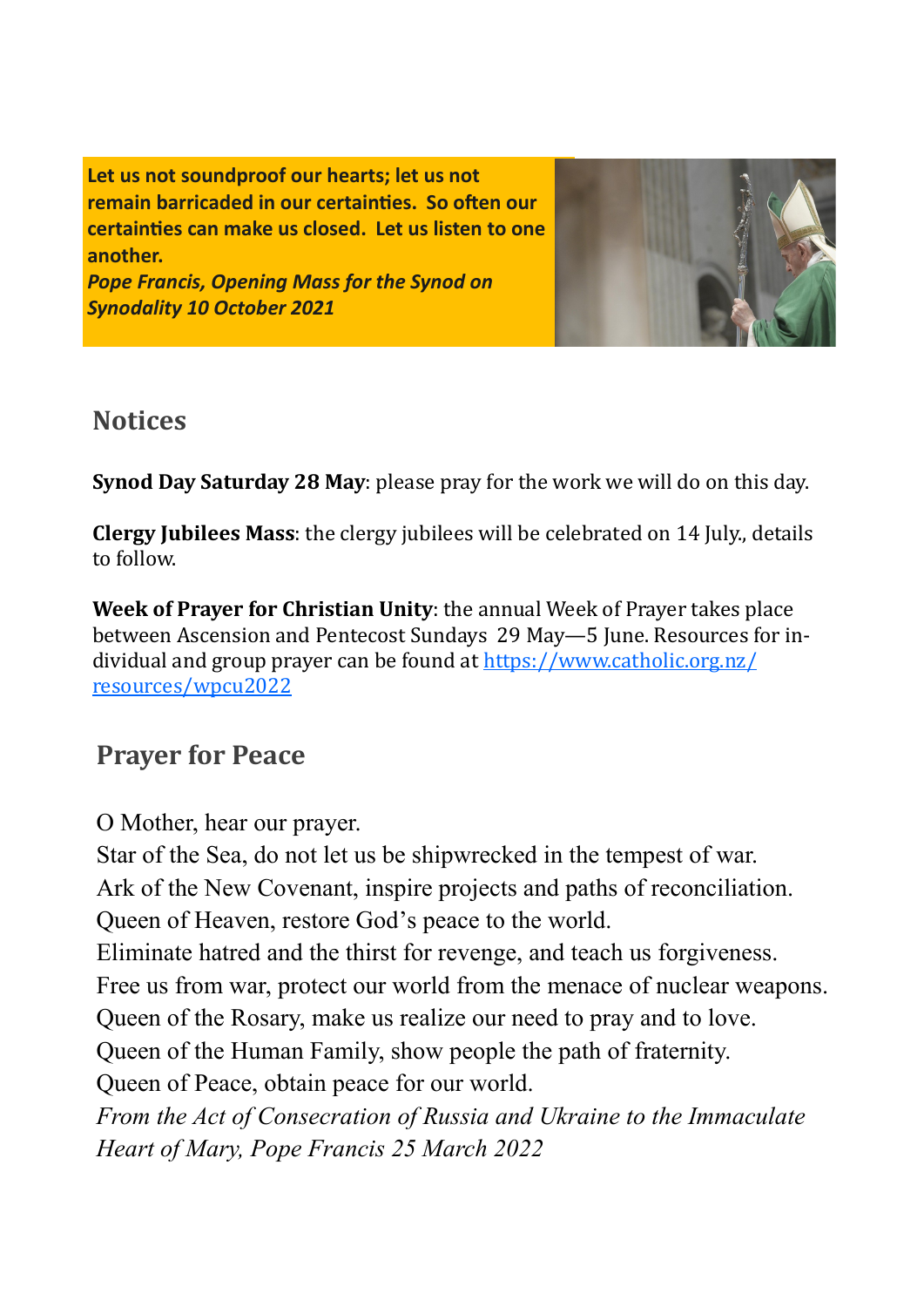**Let us not soundproof our hearts; let us not remain barricaded in our certainties. So often our certainties can make us closed. Let us listen to one another.**
***Pope Francis, Opening Mass for the Synod on Synodality 10 October 2021***

## Notices

**Synod Day Saturday 28 May**: please pray for the work we will do on this day.

**Clergy Jubilees Mass**: the clergy jubilees will be celebrated on 14 July., details to follow.

**Week of Prayer for Christian Unity**: the annual Week of Prayer takes place between Ascension and Pentecost Sundays 29 May—5 June. Resources for individual and group prayer can be found at https://www.catholic.org.nz/resources/wpcu2022

## Prayer for Peace

O Mother, hear our prayer.
Star of the Sea, do not let us be shipwrecked in the tempest of war.
Ark of the New Covenant, inspire projects and paths of reconciliation.
Queen of Heaven, restore God's peace to the world.
Eliminate hatred and the thirst for revenge, and teach us forgiveness.
Free us from war, protect our world from the menace of nuclear weapons.
Queen of the Rosary, make us realize our need to pray and to love.
Queen of the Human Family, show people the path of fraternity.
Queen of Peace, obtain peace for our world.
*From the Act of Consecration of Russia and Ukraine to the Immaculate Heart of Mary, Pope Francis 25 March 2022*